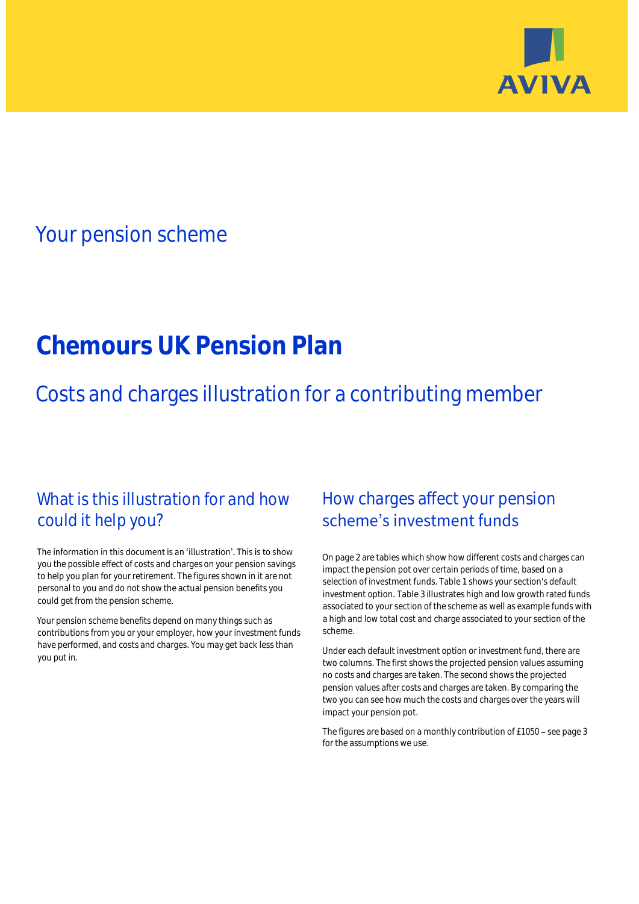AVIVA

Your pension scheme

# Chemours UK Pension Plan

## Costs and charges illustration for a contributing member

## What is this illustration for and how could it help you?

The information in this document is an 'illustration'. This is to show you the possible effect of costs and charges on your pension savings to help you plan for your retirement. The figures shown in it are not personal to you and do not show the actual pension benefits you could get from the pension scheme.

Your pension scheme benefits depend on many things such as contributions from you or your employer, how your investment funds have performed, and costs and charges. You may get back less than you put in.

## How charges affect your pension scheme's investment funds

On page 2 are tables which show how different costs and charges can impact the pension pot over certain periods of time, based on a selection of investment funds. Table 1 shows your section's default investment option. Table 3 illustrates high and low growth rated funds associated to your section of the scheme as well as example funds with a high and low total cost and charge associated to your section of the scheme.

Under each default investment option or investment fund, there are two columns. The first shows the projected pension values assuming no costs and charges are taken. The second shows the projected pension values after costs and charges are taken. By comparing the two you can see how much the costs and charges over the years will impact your pension pot.

The figures are based on a monthly contribution of £1050 – see page 3 for the assumptions we use.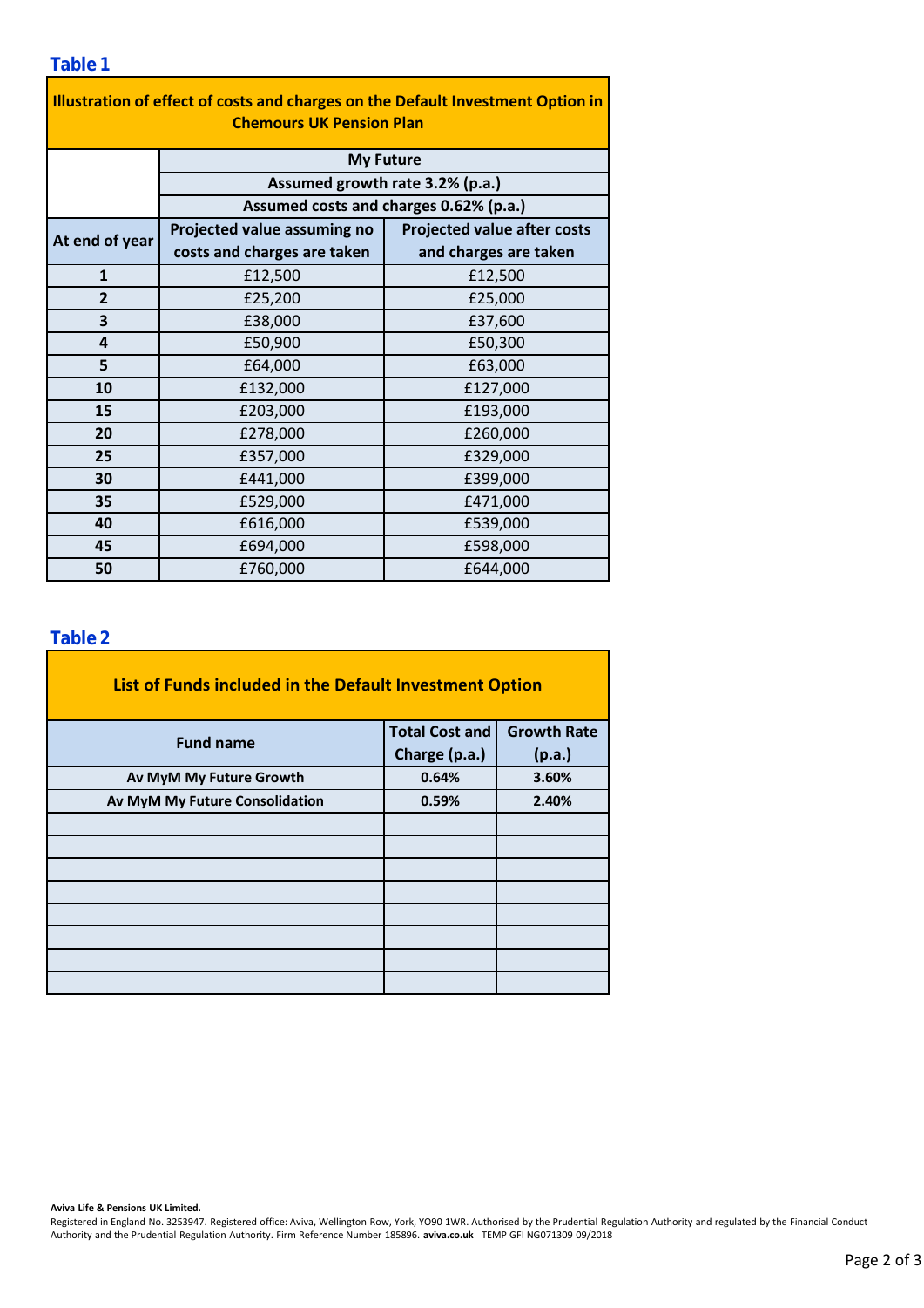## Table 1

| Illustration of effect of costs and charges on the Default Investment Option in Chemours UK Pension Plan | | |
|---|---|---|
| | My Future | |
| | Assumed growth rate 3.2% (p.a.) | |
| | Assumed costs and charges 0.62% (p.a.) | |
| At end of year | Projected value assuming no costs and charges are taken | Projected value after costs and charges are taken |
| 1 | £12,500 | £12,500 |
| 2 | £25,200 | £25,000 |
| 3 | £38,000 | £37,600 |
| 4 | £50,900 | £50,300 |
| 5 | £64,000 | £63,000 |
| 10 | £132,000 | £127,000 |
| 15 | £203,000 | £193,000 |
| 20 | £278,000 | £260,000 |
| 25 | £357,000 | £329,000 |
| 30 | £441,000 | £399,000 |
| 35 | £529,000 | £471,000 |
| 40 | £616,000 | £539,000 |
| 45 | £694,000 | £598,000 |
| 50 | £760,000 | £644,000 |

## Table 2

| List of Funds included in the Default Investment Option | | |
|---|---|---|
| Fund name | Total Cost and Charge (p.a.) | Growth Rate (p.a.) |
| Av MyM My Future Growth | 0.64% | 3.60% |
| Av MyM My Future Consolidation | 0.59% | 2.40% |
| | | |
| | | |
| | | |
| | | |
| | | |
| | | |
| | | |
| | | |

**Aviva Life & Pensions UK Limited.**
Registered in England No. 3253947. Registered office: Aviva, Wellington Row, York, YO90 1WR. Authorised by the Prudential Regulation Authority and regulated by the Financial Conduct Authority and the Prudential Regulation Authority. Firm Reference Number 185896. **aviva.co.uk** TEMP GFI NG071309 09/2018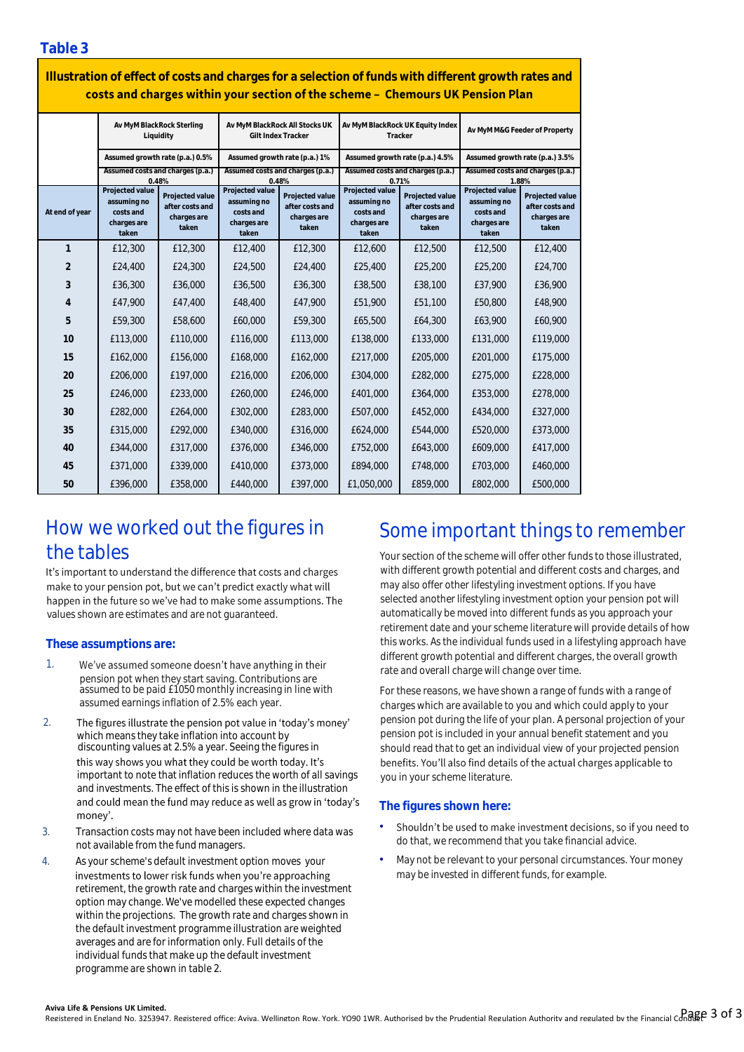## Table 3

| Illustration of effect of costs and charges for a selection of funds with different growth rates and costs and charges within your section of the scheme – Chemours UK Pension Plan | | | | | | | | |
|---|---|---|---|---|---|---|---|---|
| | Av MyM BlackRock Sterling Liquidity | | Av MyM BlackRock All Stocks UK Gilt Index Tracker | | Av MyM BlackRock UK Equity Index Tracker | | Av MyM M&G Feeder of Property | |
| | Assumed growth rate (p.a.) 0.5% | | Assumed growth rate (p.a.) 1% | | Assumed growth rate (p.a.) 4.5% | | Assumed growth rate (p.a.) 3.5% | |
| | Assumed costs and charges (p.a.) 0.48% | | Assumed costs and charges (p.a.) 0.48% | | Assumed costs and charges (p.a.) 0.71% | | Assumed costs and charges (p.a.) 1.88% | |
| At end of year | Projected value assuming no costs and charges are taken | Projected value after costs and charges are taken | Projected value assuming no costs and charges are taken | Projected value after costs and charges are taken | Projected value assuming no costs and charges are taken | Projected value after costs and charges are taken | Projected value assuming no costs and charges are taken | Projected value after costs and charges are taken |
| 1 | £12,300 | £12,300 | £12,400 | £12,300 | £12,600 | £12,500 | £12,500 | £12,400 |
| 2 | £24,400 | £24,300 | £24,500 | £24,400 | £25,400 | £25,200 | £25,200 | £24,700 |
| 3 | £36,300 | £36,000 | £36,500 | £36,300 | £38,500 | £38,100 | £37,900 | £36,900 |
| 4 | £47,900 | £47,400 | £48,400 | £47,900 | £51,900 | £51,100 | £50,800 | £48,900 |
| 5 | £59,300 | £58,600 | £60,000 | £59,300 | £65,500 | £64,300 | £63,900 | £60,900 |
| 10 | £113,000 | £110,000 | £116,000 | £113,000 | £138,000 | £133,000 | £131,000 | £119,000 |
| 15 | £162,000 | £156,000 | £168,000 | £162,000 | £217,000 | £205,000 | £201,000 | £175,000 |
| 20 | £206,000 | £197,000 | £216,000 | £206,000 | £304,000 | £282,000 | £275,000 | £228,000 |
| 25 | £246,000 | £233,000 | £260,000 | £246,000 | £401,000 | £364,000 | £353,000 | £278,000 |
| 30 | £282,000 | £264,000 | £302,000 | £283,000 | £507,000 | £452,000 | £434,000 | £327,000 |
| 35 | £315,000 | £292,000 | £340,000 | £316,000 | £624,000 | £544,000 | £520,000 | £373,000 |
| 40 | £344,000 | £317,000 | £376,000 | £346,000 | £752,000 | £643,000 | £609,000 | £417,000 |
| 45 | £371,000 | £339,000 | £410,000 | £373,000 | £894,000 | £748,000 | £703,000 | £460,000 |
| 50 | £396,000 | £358,000 | £440,000 | £397,000 | £1,050,000 | £859,000 | £802,000 | £500,000 |

# How we worked out the figures in the tables

It's important to understand the difference that costs and charges make to your pension pot, but we can't predict exactly what will happen in the future so we've had to make some assumptions. The values shown are estimates and are not guaranteed.

### These assumptions are:

1. We've assumed someone doesn't have anything in their pension pot when they start saving. Contributions are assumed to be paid £1050 monthly increasing in line with assumed earnings inflation of 2.5% each year.
2. The figures illustrate the pension pot value in 'today's money' which means they take inflation into account by discounting values at 2.5% a year. Seeing the figures in this way shows you what they could be worth today. It's important to note that inflation reduces the worth of all savings and investments. The effect of this is shown in the illustration and could mean the fund may reduce as well as grow in 'today's money'.
3. Transaction costs may not have been included where data was not available from the fund managers.
4. As your scheme's default investment option moves your investments to lower risk funds when you're approaching retirement, the growth rate and charges within the investment option may change. We've modelled these expected changes within the projections. The growth rate and charges shown in the default investment programme illustration are weighted averages and are for information only. Full details of the individual funds that make up the default investment programme are shown in table 2.

# Some important things to remember

Your section of the scheme will offer other funds to those illustrated, with different growth potential and different costs and charges, and may also offer other lifestyling investment options. If you have selected another lifestyling investment option your pension pot will automatically be moved into different funds as you approach your retirement date and your scheme literature will provide details of how this works. As the individual funds used in a lifestyling approach have different growth potential and different charges, the overall growth rate and overall charge will change over time.

For these reasons, we have shown a range of funds with a range of charges which are available to you and which could apply to your pension pot during the life of your plan. A personal projection of your pension pot is included in your annual benefit statement and you should read that to get an individual view of your projected pension benefits. You'll also find details of the actual charges applicable to you in your scheme literature.

### The figures shown here:

- Shouldn't be used to make investment decisions, so if you need to do that, we recommend that you take financial advice.
- May not be relevant to your personal circumstances. Your money may be invested in different funds, for example.

**Aviva Life & Pensions UK Limited.**
Registered in England No. 3253947. Registered office: Aviva, Wellington Row, York, YO90 1WR. Authorised by the Prudential Regulation Authority and regulated by the Financial Conduct